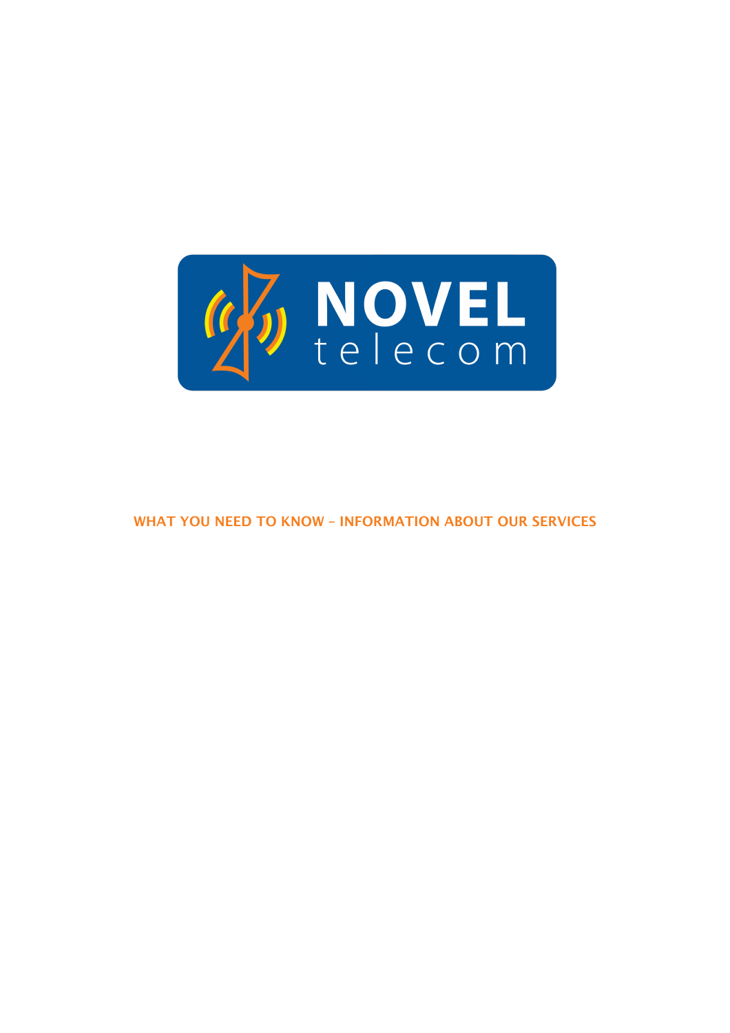NOVEL telecom

# WHAT YOU NEED TO KNOW – INFORMATION ABOUT OUR SERVICES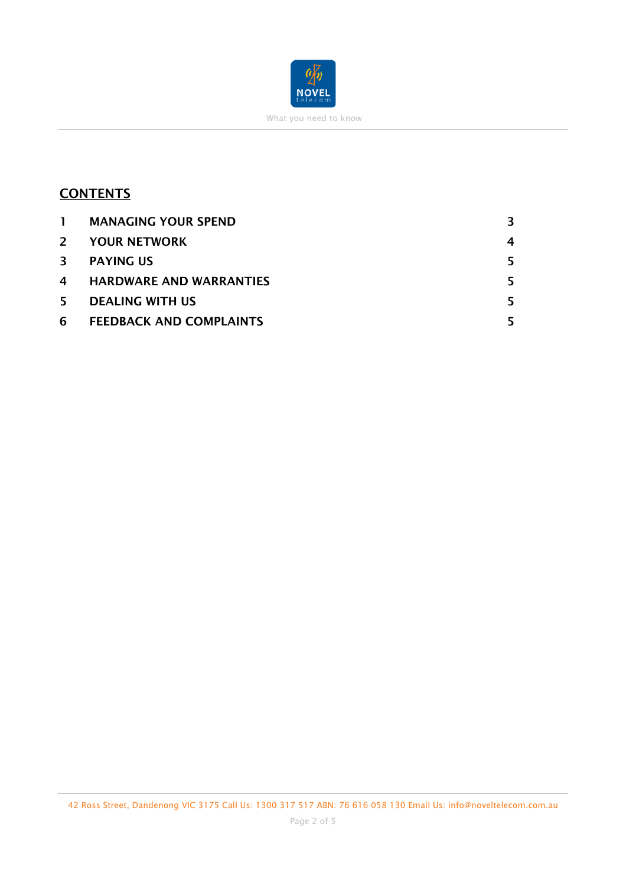## CONTENTS

| | | |
|---|---|---|
| 1 | MANAGING YOUR SPEND | 3 |
| 2 | YOUR NETWORK | 4 |
| 3 | PAYING US | 5 |
| 4 | HARDWARE AND WARRANTIES | 5 |
| 5 | DEALING WITH US | 5 |
| 6 | FEEDBACK AND COMPLAINTS | 5 |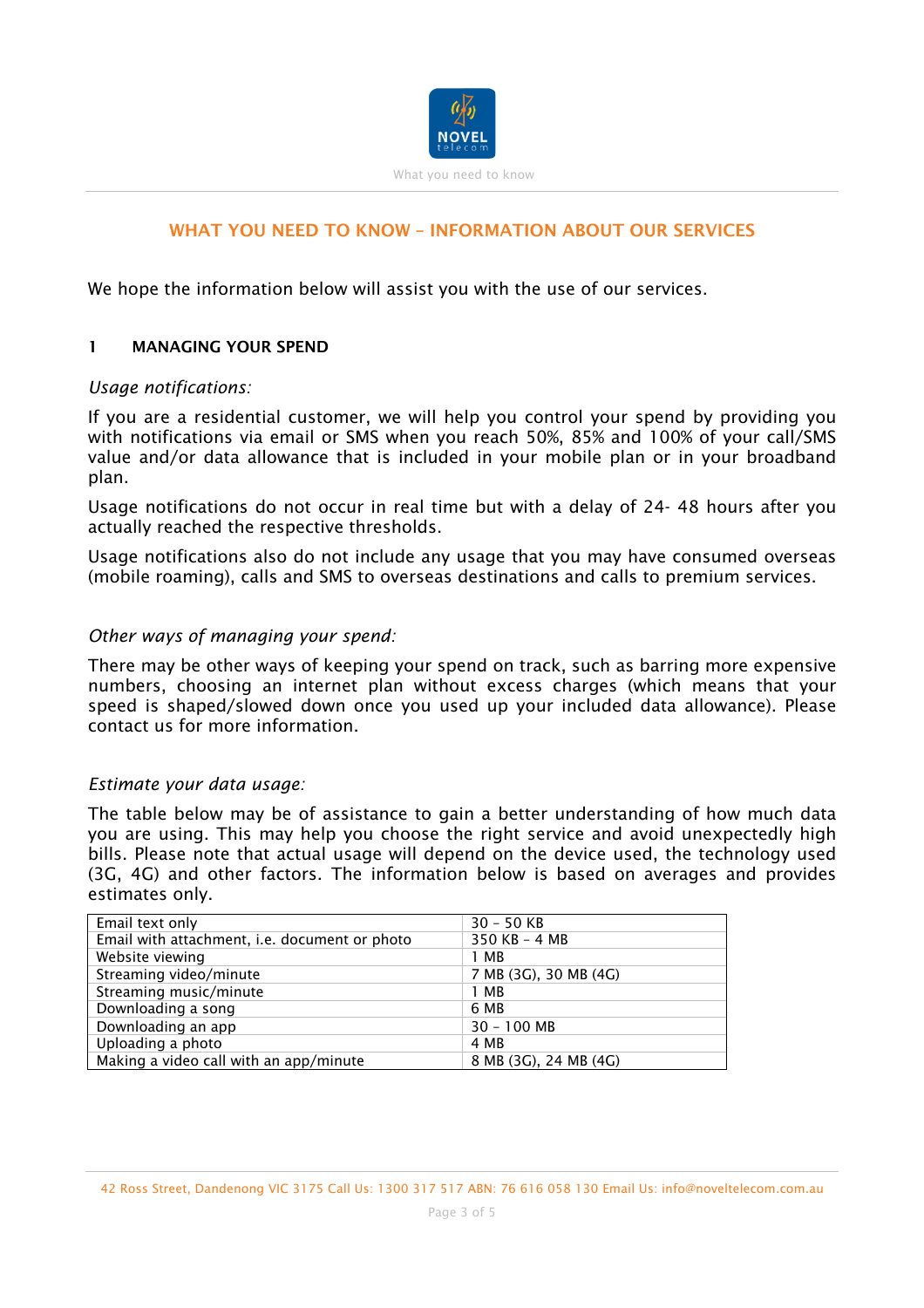## WHAT YOU NEED TO KNOW – INFORMATION ABOUT OUR SERVICES

We hope the information below will assist you with the use of our services.

### 1 MANAGING YOUR SPEND

*Usage notifications:*

If you are a residential customer, we will help you control your spend by providing you with notifications via email or SMS when you reach 50%, 85% and 100% of your call/SMS value and/or data allowance that is included in your mobile plan or in your broadband plan.

Usage notifications do not occur in real time but with a delay of 24- 48 hours after you actually reached the respective thresholds.

Usage notifications also do not include any usage that you may have consumed overseas (mobile roaming), calls and SMS to overseas destinations and calls to premium services.

*Other ways of managing your spend:*

There may be other ways of keeping your spend on track, such as barring more expensive numbers, choosing an internet plan without excess charges (which means that your speed is shaped/slowed down once you used up your included data allowance). Please contact us for more information.

*Estimate your data usage:*

The table below may be of assistance to gain a better understanding of how much data you are using. This may help you choose the right service and avoid unexpectedly high bills. Please note that actual usage will depend on the device used, the technology used (3G, 4G) and other factors. The information below is based on averages and provides estimates only.

| | |
|---|---|
| Email text only | 30 – 50 KB |
| Email with attachment, i.e. document or photo | 350 KB – 4 MB |
| Website viewing | 1 MB |
| Streaming video/minute | 7 MB (3G), 30 MB (4G) |
| Streaming music/minute | 1 MB |
| Downloading a song | 6 MB |
| Downloading an app | 30 – 100 MB |
| Uploading a photo | 4 MB |
| Making a video call with an app/minute | 8 MB (3G), 24 MB (4G) |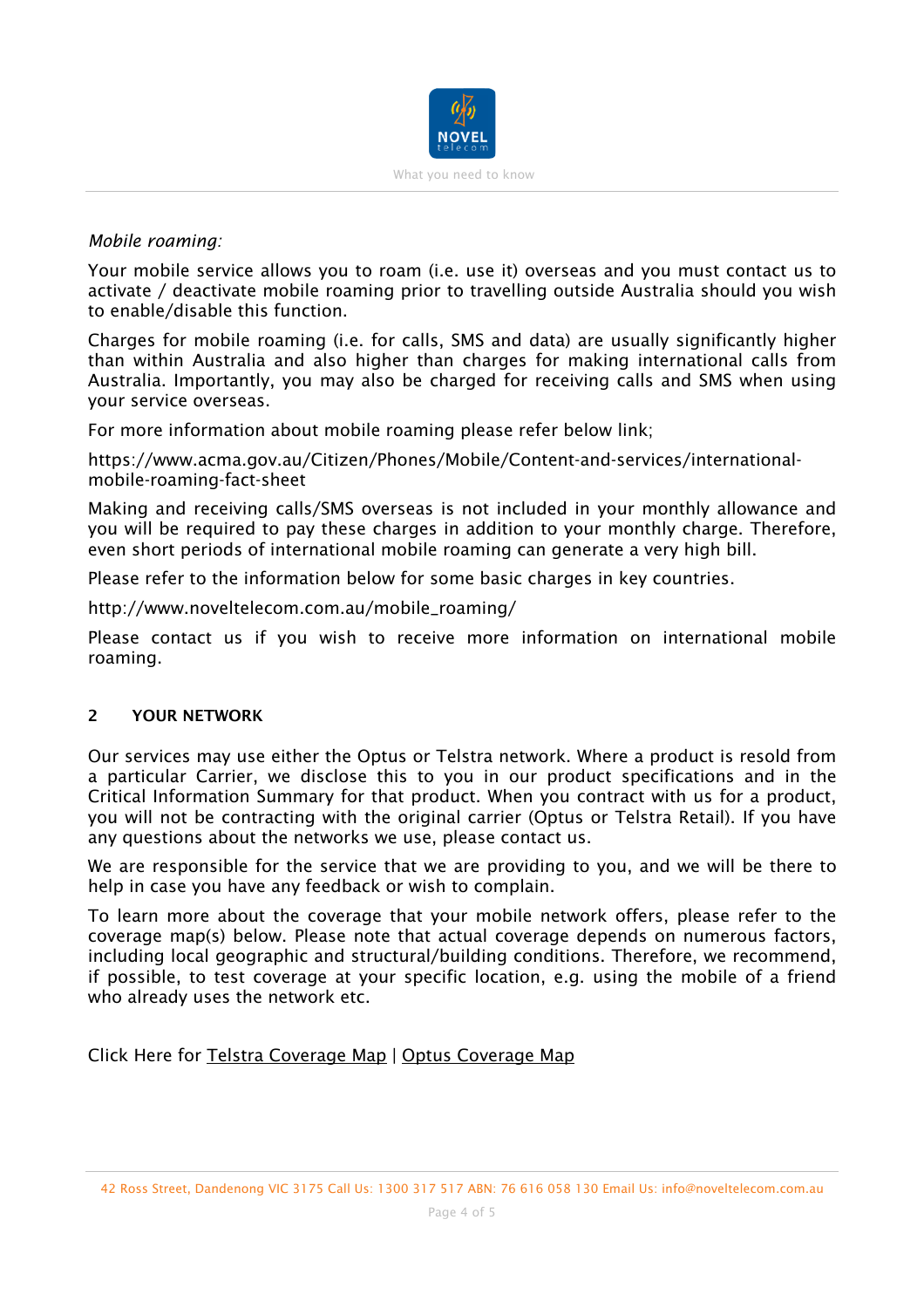*Mobile roaming:*

Your mobile service allows you to roam (i.e. use it) overseas and you must contact us to activate / deactivate mobile roaming prior to travelling outside Australia should you wish to enable/disable this function.

Charges for mobile roaming (i.e. for calls, SMS and data) are usually significantly higher than within Australia and also higher than charges for making international calls from Australia. Importantly, you may also be charged for receiving calls and SMS when using your service overseas.

For more information about mobile roaming please refer below link;

https://www.acma.gov.au/Citizen/Phones/Mobile/Content-and-services/international-mobile-roaming-fact-sheet

Making and receiving calls/SMS overseas is not included in your monthly allowance and you will be required to pay these charges in addition to your monthly charge. Therefore, even short periods of international mobile roaming can generate a very high bill.

Please refer to the information below for some basic charges in key countries.

http://www.noveltelecom.com.au/mobile_roaming/

Please contact us if you wish to receive more information on international mobile roaming.

## 2 YOUR NETWORK

Our services may use either the Optus or Telstra network. Where a product is resold from a particular Carrier, we disclose this to you in our product specifications and in the Critical Information Summary for that product. When you contract with us for a product, you will not be contracting with the original carrier (Optus or Telstra Retail). If you have any questions about the networks we use, please contact us.

We are responsible for the service that we are providing to you, and we will be there to help in case you have any feedback or wish to complain.

To learn more about the coverage that your mobile network offers, please refer to the coverage map(s) below. Please note that actual coverage depends on numerous factors, including local geographic and structural/building conditions. Therefore, we recommend, if possible, to test coverage at your specific location, e.g. using the mobile of a friend who already uses the network etc.

Click Here for Telstra Coverage Map | Optus Coverage Map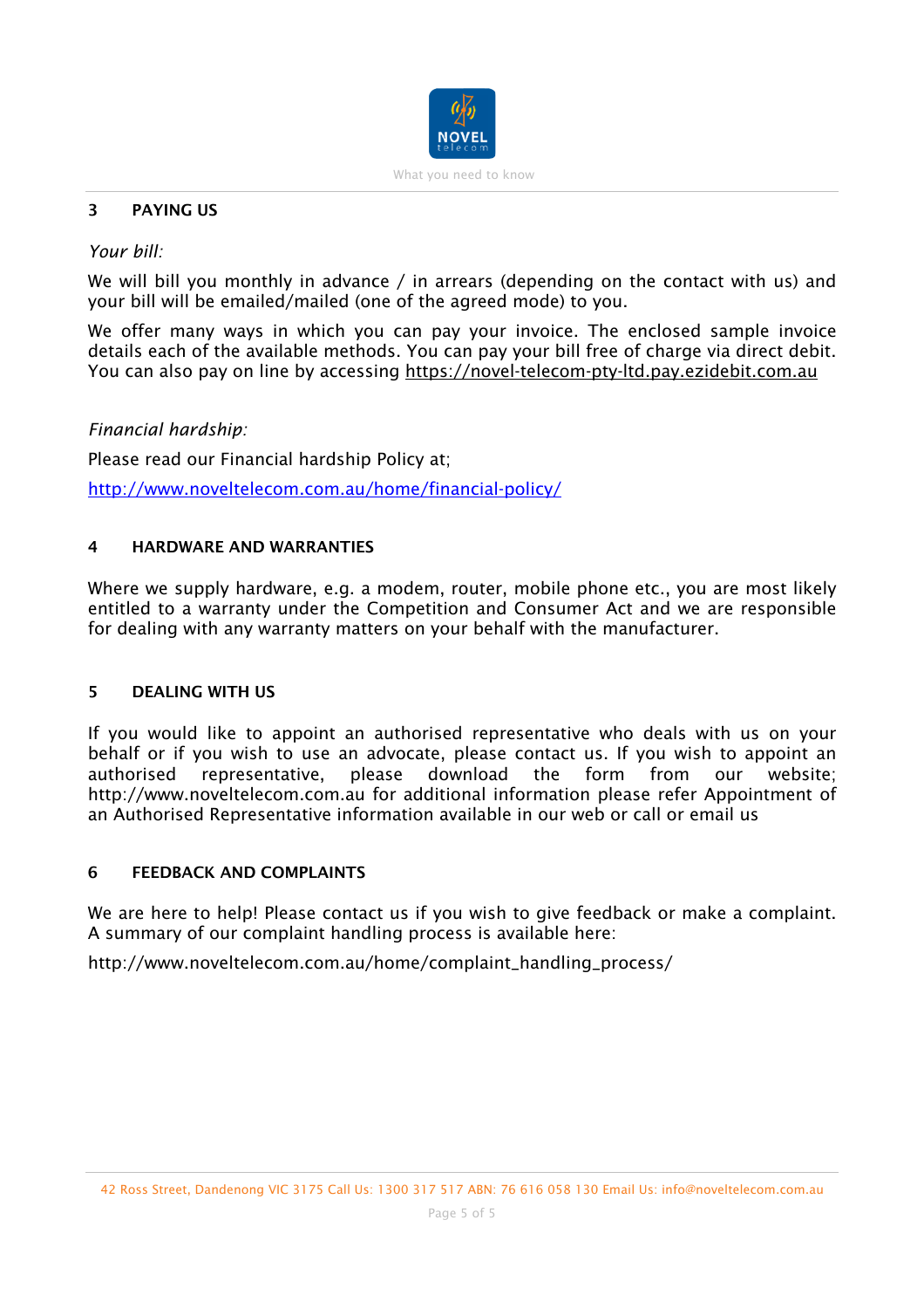## 3 PAYING US

*Your bill:*

We will bill you monthly in advance / in arrears (depending on the contact with us) and your bill will be emailed/mailed (one of the agreed mode) to you.

We offer many ways in which you can pay your invoice. The enclosed sample invoice details each of the available methods. You can pay your bill free of charge via direct debit. You can also pay on line by accessing https://novel-telecom-pty-ltd.pay.ezidebit.com.au

*Financial hardship:*

Please read our Financial hardship Policy at;

http://www.noveltelecom.com.au/home/financial-policy/

## 4 HARDWARE AND WARRANTIES

Where we supply hardware, e.g. a modem, router, mobile phone etc., you are most likely entitled to a warranty under the Competition and Consumer Act and we are responsible for dealing with any warranty matters on your behalf with the manufacturer.

## 5 DEALING WITH US

If you would like to appoint an authorised representative who deals with us on your behalf or if you wish to use an advocate, please contact us. If you wish to appoint an authorised representative, please download the form from our website; http://www.noveltelecom.com.au for additional information please refer Appointment of an Authorised Representative information available in our web or call or email us

## 6 FEEDBACK AND COMPLAINTS

We are here to help! Please contact us if you wish to give feedback or make a complaint. A summary of our complaint handling process is available here:

http://www.noveltelecom.com.au/home/complaint_handling_process/